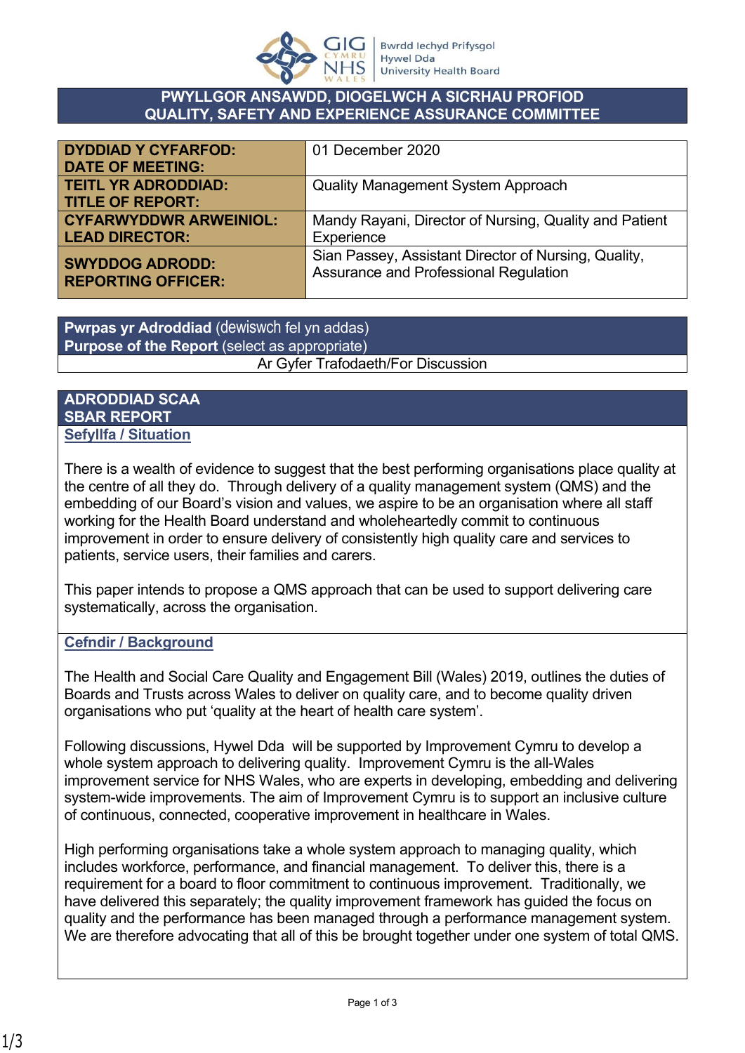**PWYLLGOR ANSAWDD, DIOGELWCH A SICRHAU PROFIOD**
**QUALITY, SAFETY AND EXPERIENCE ASSURANCE COMMITTEE**

| | |
|---|---|
| **DYDDIAD Y CYFARFOD: DATE OF MEETING:** | 01 December 2020 |
| **TEITL YR ADRODDIAD: TITLE OF REPORT:** | Quality Management System Approach |
| **CYFARWYDDWR ARWEINIOL: LEAD DIRECTOR:** | Mandy Rayani, Director of Nursing, Quality and Patient Experience |
| **SWYDDOG ADRODD: REPORTING OFFICER:** | Sian Passey, Assistant Director of Nursing, Quality, Assurance and Professional Regulation |

**Pwrpas yr Adroddiad** (dewiswch fel yn addas)
**Purpose of the Report** (select as appropriate)

Ar Gyfer Trafodaeth/For Discussion

## ADRODDIAD SCAA
## SBAR REPORT

### Sefyllfa / Situation

There is a wealth of evidence to suggest that the best performing organisations place quality at the centre of all they do. Through delivery of a quality management system (QMS) and the embedding of our Board's vision and values, we aspire to be an organisation where all staff working for the Health Board understand and wholeheartedly commit to continuous improvement in order to ensure delivery of consistently high quality care and services to patients, service users, their families and carers.

This paper intends to propose a QMS approach that can be used to support delivering care systematically, across the organisation.

### Cefndir / Background

The Health and Social Care Quality and Engagement Bill (Wales) 2019, outlines the duties of Boards and Trusts across Wales to deliver on quality care, and to become quality driven organisations who put 'quality at the heart of health care system'.

Following discussions, Hywel Dda will be supported by Improvement Cymru to develop a whole system approach to delivering quality. Improvement Cymru is the all-Wales improvement service for NHS Wales, who are experts in developing, embedding and delivering system-wide improvements. The aim of Improvement Cymru is to support an inclusive culture of continuous, connected, cooperative improvement in healthcare in Wales.

High performing organisations take a whole system approach to managing quality, which includes workforce, performance, and financial management. To deliver this, there is a requirement for a board to floor commitment to continuous improvement. Traditionally, we have delivered this separately; the quality improvement framework has guided the focus on quality and the performance has been managed through a performance management system. We are therefore advocating that all of this be brought together under one system of total QMS.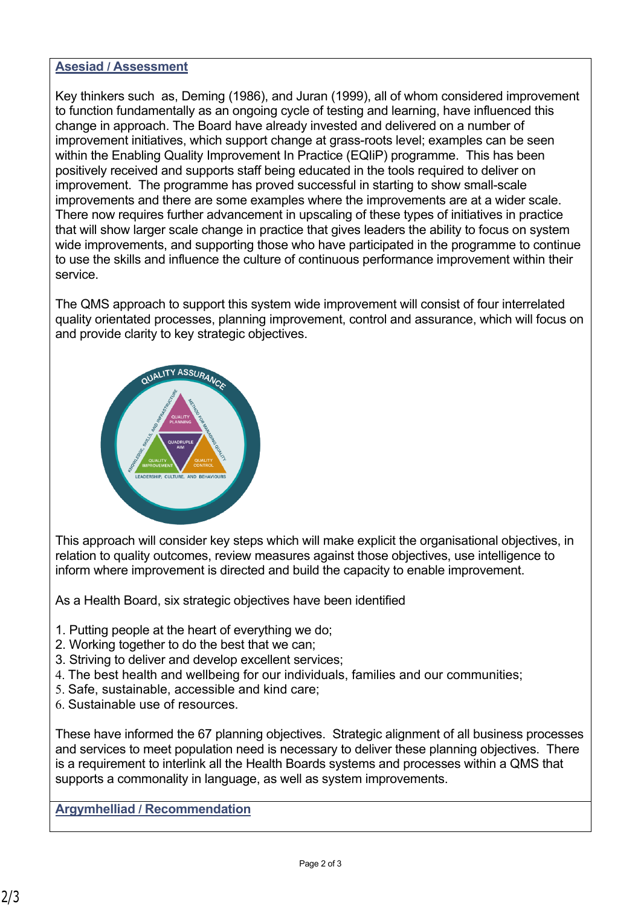## Asesiad / Assessment

Key thinkers such as, Deming (1986), and Juran (1999), all of whom considered improvement to function fundamentally as an ongoing cycle of testing and learning, have influenced this change in approach. The Board have already invested and delivered on a number of improvement initiatives, which support change at grass-roots level; examples can be seen within the Enabling Quality Improvement In Practice (EQIiP) programme. This has been positively received and supports staff being educated in the tools required to deliver on improvement. The programme has proved successful in starting to show small-scale improvements and there are some examples where the improvements are at a wider scale. There now requires further advancement in upscaling of these types of initiatives in practice that will show larger scale change in practice that gives leaders the ability to focus on system wide improvements, and supporting those who have participated in the programme to continue to use the skills and influence the culture of continuous performance improvement within their service.

The QMS approach to support this system wide improvement will consist of four interrelated quality orientated processes, planning improvement, control and assurance, which will focus on and provide clarity to key strategic objectives.

This approach will consider key steps which will make explicit the organisational objectives, in relation to quality outcomes, review measures against those objectives, use intelligence to inform where improvement is directed and build the capacity to enable improvement.

As a Health Board, six strategic objectives have been identified

1. Putting people at the heart of everything we do;
2. Working together to do the best that we can;
3. Striving to deliver and develop excellent services;
4. The best health and wellbeing for our individuals, families and our communities;
5. Safe, sustainable, accessible and kind care;
6. Sustainable use of resources.

These have informed the 67 planning objectives. Strategic alignment of all business processes and services to meet population need is necessary to deliver these planning objectives. There is a requirement to interlink all the Health Boards systems and processes within a QMS that supports a commonality in language, as well as system improvements.

## Argymhelliad / Recommendation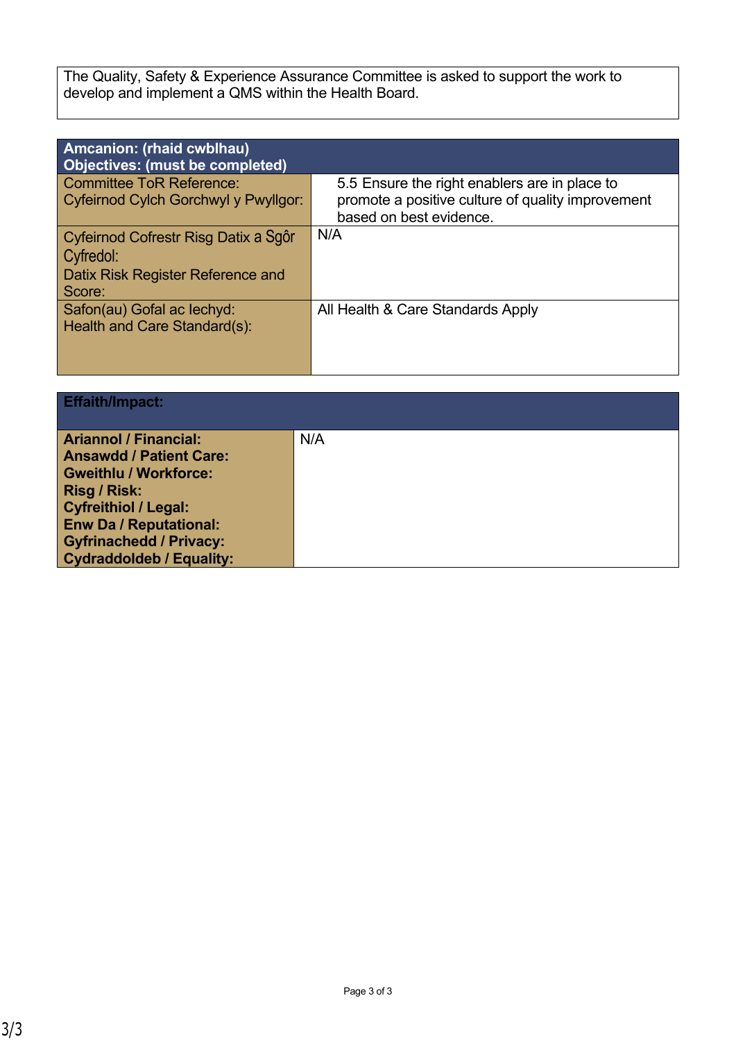The Quality, Safety & Experience Assurance Committee is asked to support the work to develop and implement a QMS within the Health Board.

| **Amcanion: (rhaid cwblhau)**<br>**Objectives: (must be completed)** | |
|---|---|
| Committee ToR Reference:<br>Cyfeirnod Cylch Gorchwyl y Pwyllgor: | 5.5 Ensure the right enablers are in place to promote a positive culture of quality improvement based on best evidence. |
| Cyfeirnod Cofrestr Risg Datix a Sgôr Cyfredol:<br>Datix Risk Register Reference and Score: | N/A |
| Safon(au) Gofal ac Iechyd:<br>Health and Care Standard(s): | All Health & Care Standards Apply |

| **Effaith/Impact:** | |
|---|---|
| **Ariannol / Financial:**<br>**Ansawdd / Patient Care:**<br>**Gweithlu / Workforce:**<br>**Risg / Risk:**<br>**Cyfreithiol / Legal:**<br>**Enw Da / Reputational:**<br>**Gyfrinachedd / Privacy:**<br>**Cydraddoldeb / Equality:** | N/A |